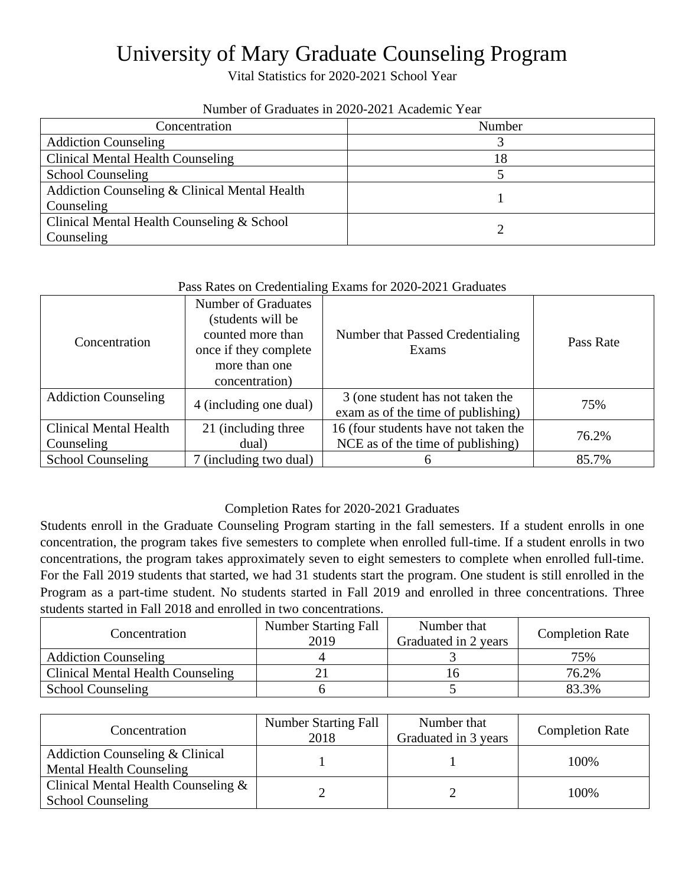# University of Mary Graduate Counseling Program

Vital Statistics for 2020-2021 School Year

Number of Graduates in 2020-2021 Academic Year

| Concentration | Number |
|---|---|
| Addiction Counseling | 3 |
| Clinical Mental Health Counseling | 18 |
| School Counseling | 5 |
| Addiction Counseling & Clinical Mental Health Counseling | 1 |
| Clinical Mental Health Counseling & School Counseling | 2 |

Pass Rates on Credentialing Exams for 2020-2021 Graduates

| Concentration | Number of Graduates (students will be counted more than once if they complete more than one concentration) | Number that Passed Credentialing Exams | Pass Rate |
|---|---|---|---|
| Addiction Counseling | 4 (including one dual) | 3 (one student has not taken the exam as of the time of publishing) | 75% |
| Clinical Mental Health Counseling | 21 (including three dual) | 16 (four students have not taken the NCE as of the time of publishing) | 76.2% |
| School Counseling | 7 (including two dual) | 6 | 85.7% |

Completion Rates for 2020-2021 Graduates

Students enroll in the Graduate Counseling Program starting in the fall semesters. If a student enrolls in one concentration, the program takes five semesters to complete when enrolled full-time. If a student enrolls in two concentrations, the program takes approximately seven to eight semesters to complete when enrolled full-time. For the Fall 2019 students that started, we had 31 students start the program. One student is still enrolled in the Program as a part-time student. No students started in Fall 2019 and enrolled in three concentrations. Three students started in Fall 2018 and enrolled in two concentrations.

| Concentration | Number Starting Fall 2019 | Number that Graduated in 2 years | Completion Rate |
|---|---|---|---|
| Addiction Counseling | 4 | 3 | 75% |
| Clinical Mental Health Counseling | 21 | 16 | 76.2% |
| School Counseling | 6 | 5 | 83.3% |

| Concentration | Number Starting Fall 2018 | Number that Graduated in 3 years | Completion Rate |
|---|---|---|---|
| Addiction Counseling & Clinical Mental Health Counseling | 1 | 1 | 100% |
| Clinical Mental Health Counseling & School Counseling | 2 | 2 | 100% |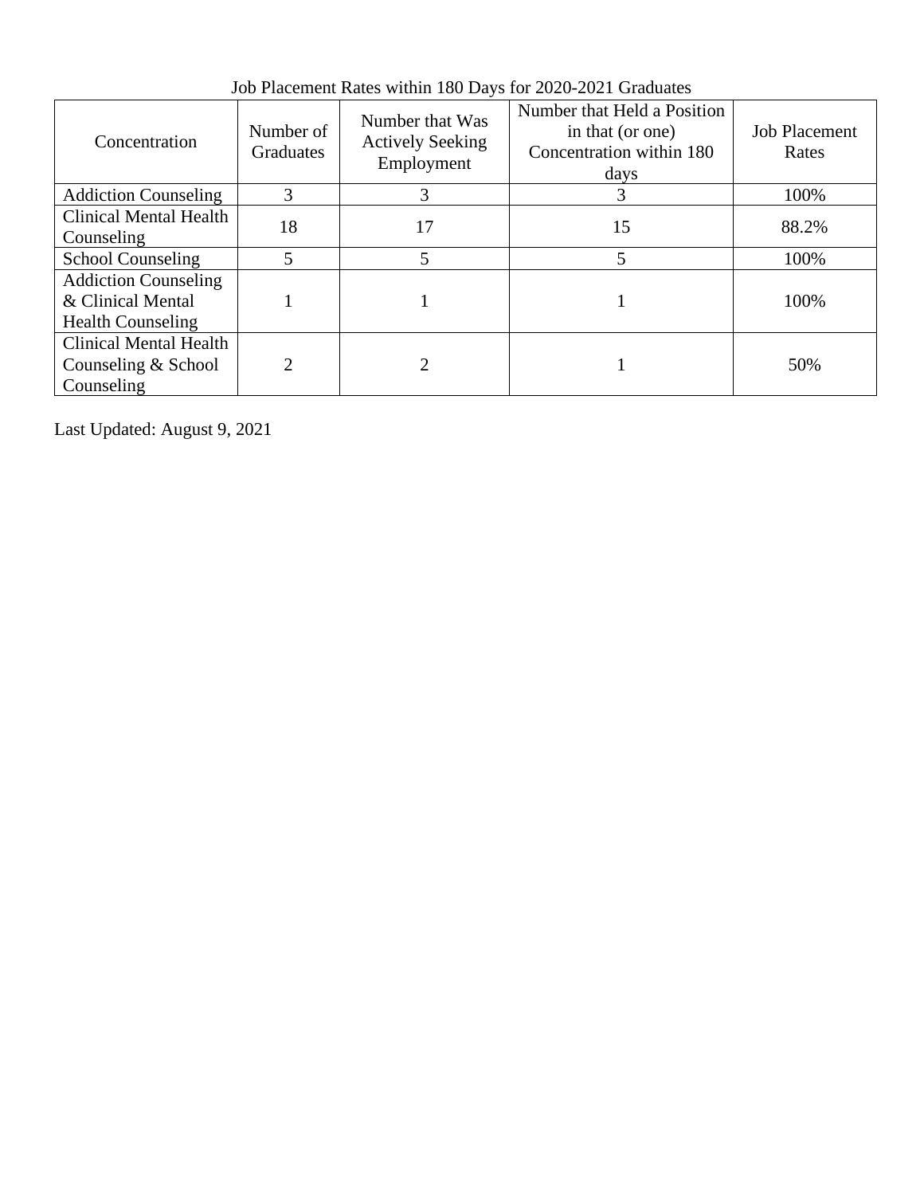Job Placement Rates within 180 Days for 2020-2021 Graduates

| Concentration | Number of Graduates | Number that Was Actively Seeking Employment | Number that Held a Position in that (or one) Concentration within 180 days | Job Placement Rates |
|---|---|---|---|---|
| Addiction Counseling | 3 | 3 | 3 | 100% |
| Clinical Mental Health Counseling | 18 | 17 | 15 | 88.2% |
| School Counseling | 5 | 5 | 5 | 100% |
| Addiction Counseling & Clinical Mental Health Counseling | 1 | 1 | 1 | 100% |
| Clinical Mental Health Counseling & School Counseling | 2 | 2 | 1 | 50% |

Last Updated: August 9, 2021